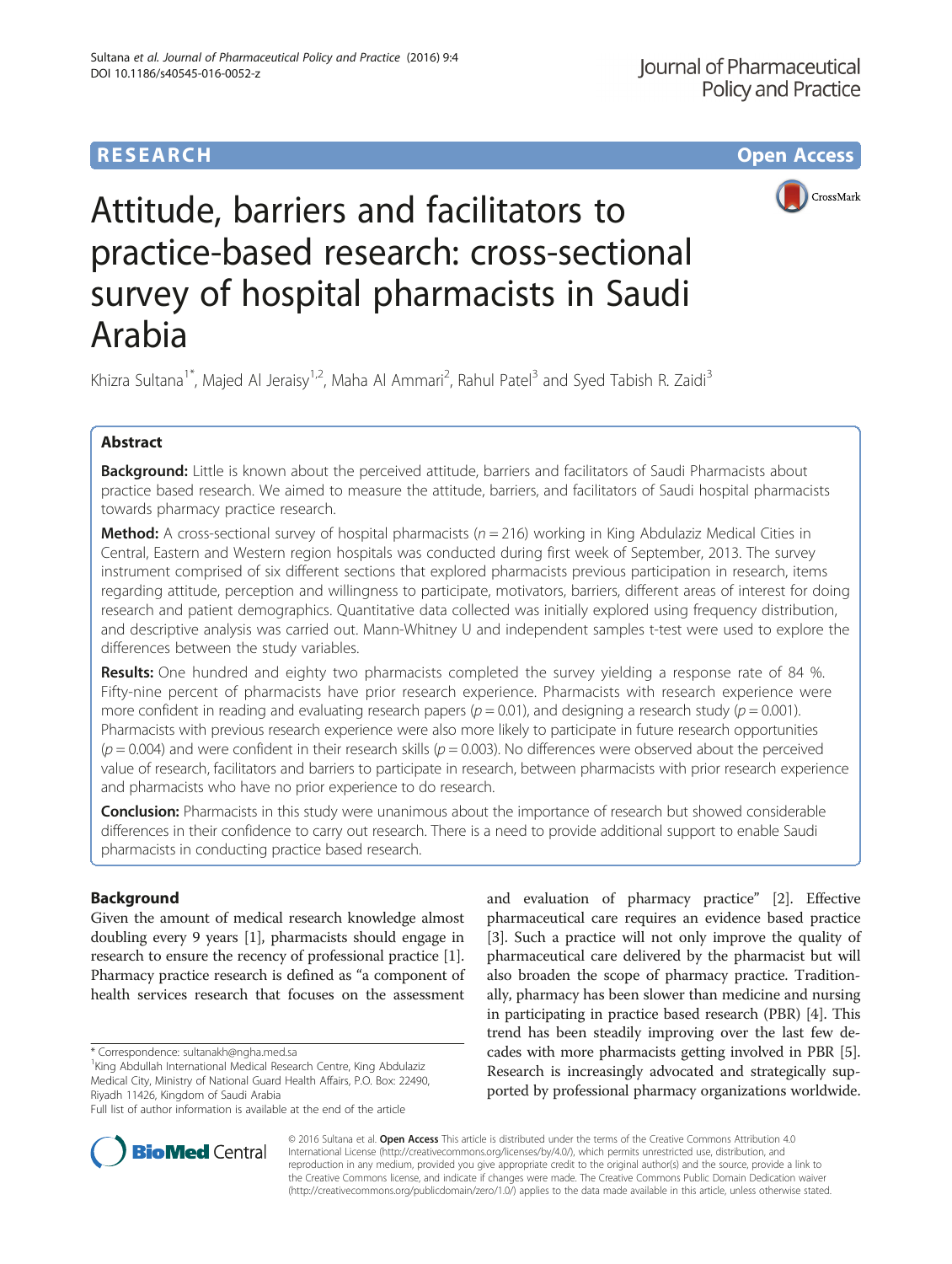RESEARCH Open Access

# Attitude, barriers and facilitators to practice-based research: cross-sectional survey of hospital pharmacists in Saudi Arabia

Khizra Sultana[1*], Majed Al Jeraisy[1,2], Maha Al Ammari[2], Rahul Patel[3] and Syed Tabish R. Zaidi[3]

## Abstract

**Background:** Little is known about the perceived attitude, barriers and facilitators of Saudi Pharmacists about practice based research. We aimed to measure the attitude, barriers, and facilitators of Saudi hospital pharmacists towards pharmacy practice research.

**Method:** A cross-sectional survey of hospital pharmacists ($n = 216$) working in King Abdulaziz Medical Cities in Central, Eastern and Western region hospitals was conducted during first week of September, 2013. The survey instrument comprised of six different sections that explored pharmacists previous participation in research, items regarding attitude, perception and willingness to participate, motivators, barriers, different areas of interest for doing research and patient demographics. Quantitative data collected was initially explored using frequency distribution, and descriptive analysis was carried out. Mann-Whitney U and independent samples t-test were used to explore the differences between the study variables.

**Results:** One hundred and eighty two pharmacists completed the survey yielding a response rate of 84 %. Fifty-nine percent of pharmacists have prior research experience. Pharmacists with research experience were more confident in reading and evaluating research papers ($p = 0.01$), and designing a research study ($p = 0.001$). Pharmacists with previous research experience were also more likely to participate in future research opportunities ($p = 0.004$) and were confident in their research skills ($p = 0.003$). No differences were observed about the perceived value of research, facilitators and barriers to participate in research, between pharmacists with prior research experience and pharmacists who have no prior experience to do research.

**Conclusion:** Pharmacists in this study were unanimous about the importance of research but showed considerable differences in their confidence to carry out research. There is a need to provide additional support to enable Saudi pharmacists in conducting practice based research.

## Background

Given the amount of medical research knowledge almost doubling every 9 years [1], pharmacists should engage in research to ensure the recency of professional practice [1]. Pharmacy practice research is defined as "a component of health services research that focuses on the assessment and evaluation of pharmacy practice" [2]. Effective pharmaceutical care requires an evidence based practice [3]. Such a practice will not only improve the quality of pharmaceutical care delivered by the pharmacist but will also broaden the scope of pharmacy practice. Traditionally, pharmacy has been slower than medicine and nursing in participating in practice based research (PBR) [4]. This trend has been steadily improving over the last few decades with more pharmacists getting involved in PBR [5]. Research is increasingly advocated and strategically supported by professional pharmacy organizations worldwide.

* Correspondence: sultanakh@ngha.med.sa
[1]King Abdullah International Medical Research Centre, King Abdulaziz Medical City, Ministry of National Guard Health Affairs, P.O. Box: 22490, Riyadh 11426, Kingdom of Saudi Arabia
Full list of author information is available at the end of the article

© 2016 Sultana et al. **Open Access** This article is distributed under the terms of the Creative Commons Attribution 4.0 International License (http://creativecommons.org/licenses/by/4.0/), which permits unrestricted use, distribution, and reproduction in any medium, provided you give appropriate credit to the original author(s) and the source, provide a link to the Creative Commons license, and indicate if changes were made. The Creative Commons Public Domain Dedication waiver (http://creativecommons.org/publicdomain/zero/1.0/) applies to the data made available in this article, unless otherwise stated.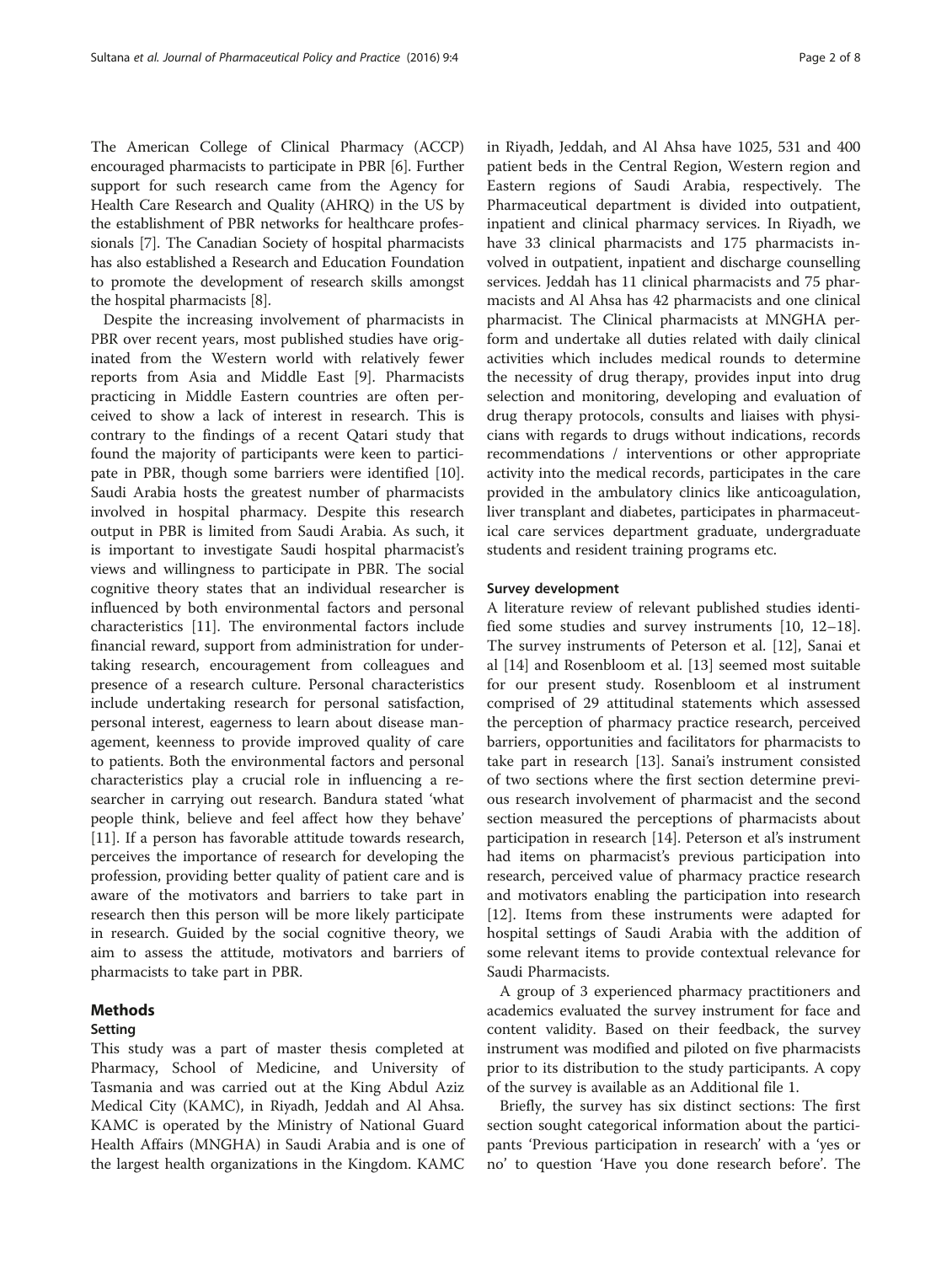The American College of Clinical Pharmacy (ACCP) encouraged pharmacists to participate in PBR [6]. Further support for such research came from the Agency for Health Care Research and Quality (AHRQ) in the US by the establishment of PBR networks for healthcare professionals [7]. The Canadian Society of hospital pharmacists has also established a Research and Education Foundation to promote the development of research skills amongst the hospital pharmacists [8].

Despite the increasing involvement of pharmacists in PBR over recent years, most published studies have originated from the Western world with relatively fewer reports from Asia and Middle East [9]. Pharmacists practicing in Middle Eastern countries are often perceived to show a lack of interest in research. This is contrary to the findings of a recent Qatari study that found the majority of participants were keen to participate in PBR, though some barriers were identified [10]. Saudi Arabia hosts the greatest number of pharmacists involved in hospital pharmacy. Despite this research output in PBR is limited from Saudi Arabia. As such, it is important to investigate Saudi hospital pharmacist's views and willingness to participate in PBR. The social cognitive theory states that an individual researcher is influenced by both environmental factors and personal characteristics [11]. The environmental factors include financial reward, support from administration for undertaking research, encouragement from colleagues and presence of a research culture. Personal characteristics include undertaking research for personal satisfaction, personal interest, eagerness to learn about disease management, keenness to provide improved quality of care to patients. Both the environmental factors and personal characteristics play a crucial role in influencing a researcher in carrying out research. Bandura stated 'what people think, believe and feel affect how they behave' [11]. If a person has favorable attitude towards research, perceives the importance of research for developing the profession, providing better quality of patient care and is aware of the motivators and barriers to take part in research then this person will be more likely participate in research. Guided by the social cognitive theory, we aim to assess the attitude, motivators and barriers of pharmacists to take part in PBR.

## Methods

### Setting

This study was a part of master thesis completed at Pharmacy, School of Medicine, and University of Tasmania and was carried out at the King Abdul Aziz Medical City (KAMC), in Riyadh, Jeddah and Al Ahsa. KAMC is operated by the Ministry of National Guard Health Affairs (MNGHA) in Saudi Arabia and is one of the largest health organizations in the Kingdom. KAMC in Riyadh, Jeddah, and Al Ahsa have 1025, 531 and 400 patient beds in the Central Region, Western region and Eastern regions of Saudi Arabia, respectively. The Pharmaceutical department is divided into outpatient, inpatient and clinical pharmacy services. In Riyadh, we have 33 clinical pharmacists and 175 pharmacists involved in outpatient, inpatient and discharge counselling services. Jeddah has 11 clinical pharmacists and 75 pharmacists and Al Ahsa has 42 pharmacists and one clinical pharmacist. The Clinical pharmacists at MNGHA perform and undertake all duties related with daily clinical activities which includes medical rounds to determine the necessity of drug therapy, provides input into drug selection and monitoring, developing and evaluation of drug therapy protocols, consults and liaises with physicians with regards to drugs without indications, records recommendations / interventions or other appropriate activity into the medical records, participates in the care provided in the ambulatory clinics like anticoagulation, liver transplant and diabetes, participates in pharmaceutical care services department graduate, undergraduate students and resident training programs etc.

### Survey development

A literature review of relevant published studies identified some studies and survey instruments [10, 12–18]. The survey instruments of Peterson et al. [12], Sanai et al [14] and Rosenbloom et al. [13] seemed most suitable for our present study. Rosenbloom et al instrument comprised of 29 attitudinal statements which assessed the perception of pharmacy practice research, perceived barriers, opportunities and facilitators for pharmacists to take part in research [13]. Sanai's instrument consisted of two sections where the first section determine previous research involvement of pharmacist and the second section measured the perceptions of pharmacists about participation in research [14]. Peterson et al's instrument had items on pharmacist's previous participation into research, perceived value of pharmacy practice research and motivators enabling the participation into research [12]. Items from these instruments were adapted for hospital settings of Saudi Arabia with the addition of some relevant items to provide contextual relevance for Saudi Pharmacists.

A group of 3 experienced pharmacy practitioners and academics evaluated the survey instrument for face and content validity. Based on their feedback, the survey instrument was modified and piloted on five pharmacists prior to its distribution to the study participants. A copy of the survey is available as an Additional file 1.

Briefly, the survey has six distinct sections: The first section sought categorical information about the participants 'Previous participation in research' with a 'yes or no' to question 'Have you done research before'. The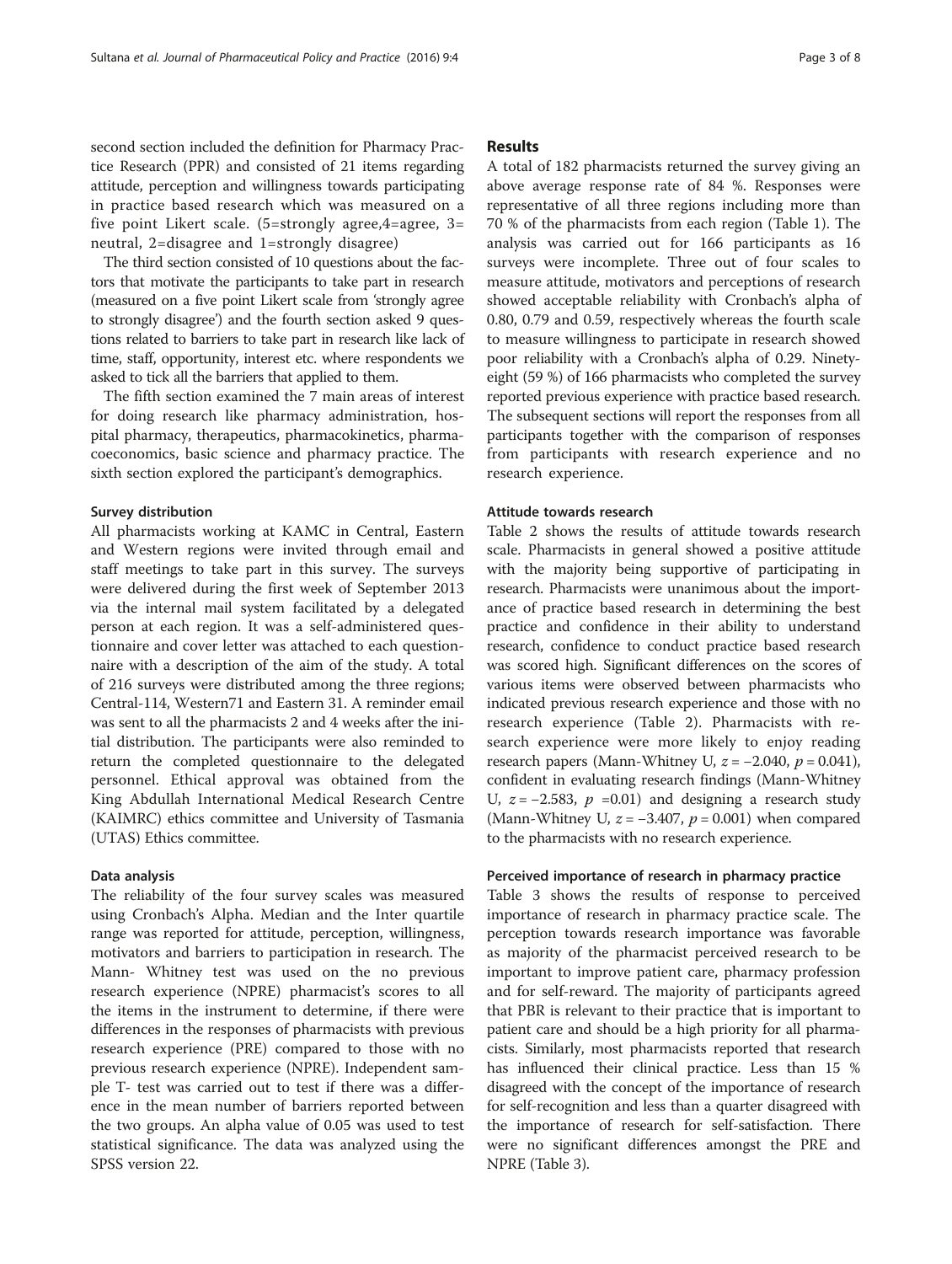second section included the definition for Pharmacy Practice Research (PPR) and consisted of 21 items regarding attitude, perception and willingness towards participating in practice based research which was measured on a five point Likert scale. (5=strongly agree,4=agree, 3= neutral, 2=disagree and 1=strongly disagree)

The third section consisted of 10 questions about the factors that motivate the participants to take part in research (measured on a five point Likert scale from 'strongly agree to strongly disagree') and the fourth section asked 9 questions related to barriers to take part in research like lack of time, staff, opportunity, interest etc. where respondents we asked to tick all the barriers that applied to them.

The fifth section examined the 7 main areas of interest for doing research like pharmacy administration, hospital pharmacy, therapeutics, pharmacokinetics, pharmacoeconomics, basic science and pharmacy practice. The sixth section explored the participant's demographics.

### Survey distribution

All pharmacists working at KAMC in Central, Eastern and Western regions were invited through email and staff meetings to take part in this survey. The surveys were delivered during the first week of September 2013 via the internal mail system facilitated by a delegated person at each region. It was a self-administered questionnaire and cover letter was attached to each questionnaire with a description of the aim of the study. A total of 216 surveys were distributed among the three regions; Central-114, Western71 and Eastern 31. A reminder email was sent to all the pharmacists 2 and 4 weeks after the initial distribution. The participants were also reminded to return the completed questionnaire to the delegated personnel. Ethical approval was obtained from the King Abdullah International Medical Research Centre (KAIMRC) ethics committee and University of Tasmania (UTAS) Ethics committee.

### Data analysis

The reliability of the four survey scales was measured using Cronbach's Alpha. Median and the Inter quartile range was reported for attitude, perception, willingness, motivators and barriers to participation in research. The Mann- Whitney test was used on the no previous research experience (NPRE) pharmacist's scores to all the items in the instrument to determine, if there were differences in the responses of pharmacists with previous research experience (PRE) compared to those with no previous research experience (NPRE). Independent sample T- test was carried out to test if there was a difference in the mean number of barriers reported between the two groups. An alpha value of 0.05 was used to test statistical significance. The data was analyzed using the SPSS version 22.

## Results

A total of 182 pharmacists returned the survey giving an above average response rate of 84 %. Responses were representative of all three regions including more than 70 % of the pharmacists from each region (Table 1). The analysis was carried out for 166 participants as 16 surveys were incomplete. Three out of four scales to measure attitude, motivators and perceptions of research showed acceptable reliability with Cronbach's alpha of 0.80, 0.79 and 0.59, respectively whereas the fourth scale to measure willingness to participate in research showed poor reliability with a Cronbach's alpha of 0.29. Ninety-eight (59 %) of 166 pharmacists who completed the survey reported previous experience with practice based research. The subsequent sections will report the responses from all participants together with the comparison of responses from participants with research experience and no research experience.

### Attitude towards research

Table 2 shows the results of attitude towards research scale. Pharmacists in general showed a positive attitude with the majority being supportive of participating in research. Pharmacists were unanimous about the importance of practice based research in determining the best practice and confidence in their ability to understand research, confidence to conduct practice based research was scored high. Significant differences on the scores of various items were observed between pharmacists who indicated previous research experience and those with no research experience (Table 2). Pharmacists with research experience were more likely to enjoy reading research papers (Mann-Whitney U, $z = -2.040$, $p = 0.041$), confident in evaluating research findings (Mann-Whitney U, $z = -2.583$, $p = 0.01$) and designing a research study (Mann-Whitney U, $z = -3.407$, $p = 0.001$) when compared to the pharmacists with no research experience.

### Perceived importance of research in pharmacy practice

Table 3 shows the results of response to perceived importance of research in pharmacy practice scale. The perception towards research importance was favorable as majority of the pharmacist perceived research to be important to improve patient care, pharmacy profession and for self-reward. The majority of participants agreed that PBR is relevant to their practice that is important to patient care and should be a high priority for all pharmacists. Similarly, most pharmacists reported that research has influenced their clinical practice. Less than 15 % disagreed with the concept of the importance of research for self-recognition and less than a quarter disagreed with the importance of research for self-satisfaction. There were no significant differences amongst the PRE and NPRE (Table 3).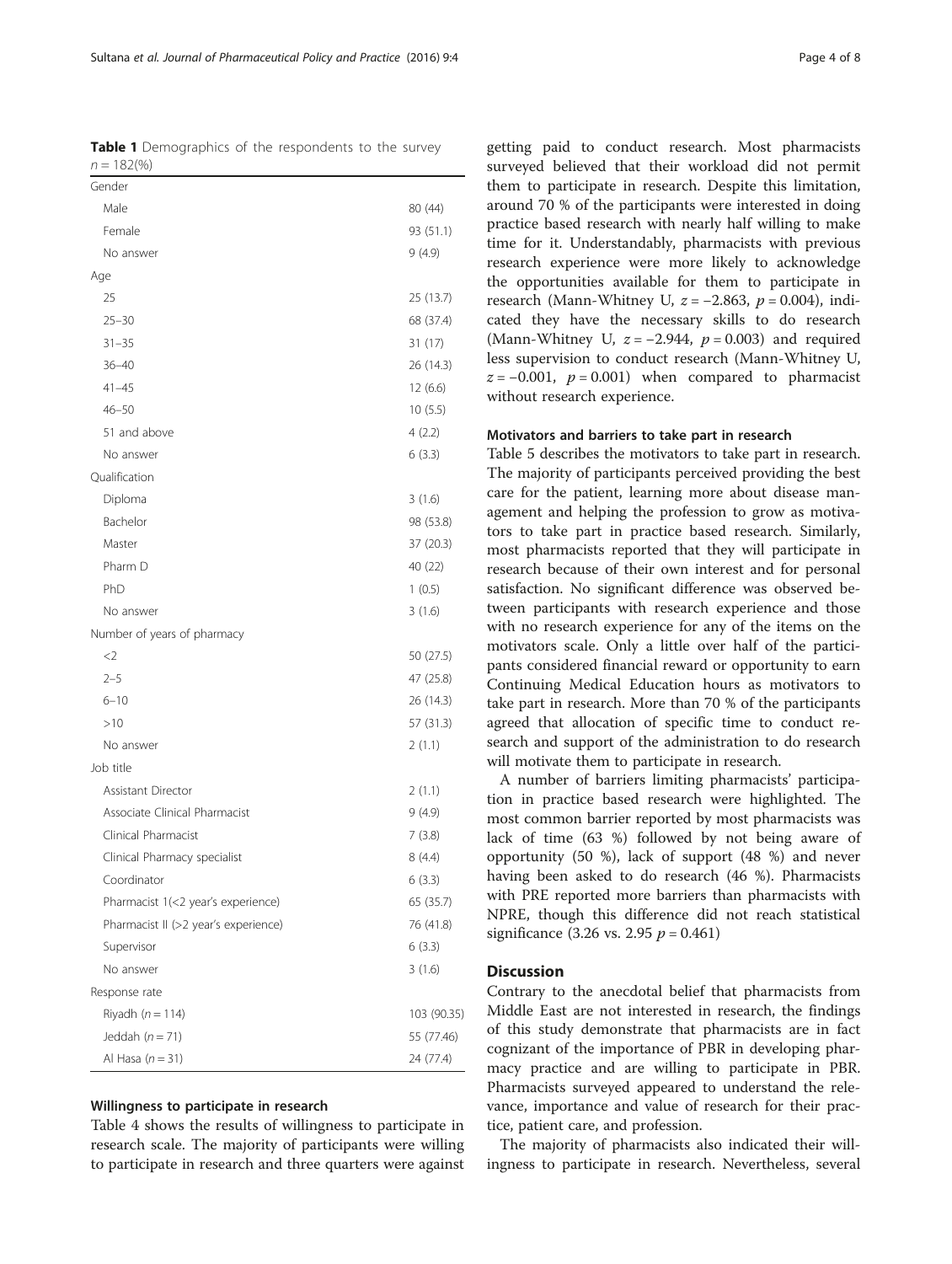**Table 1** Demographics of the respondents to the survey $n = 182$(%)

| | |
|---|---|
| Gender | |
| Male | 80 (44) |
| Female | 93 (51.1) |
| No answer | 9 (4.9) |
| Age | |
| 25 | 25 (13.7) |
| 25–30 | 68 (37.4) |
| 31–35 | 31 (17) |
| 36–40 | 26 (14.3) |
| 41–45 | 12 (6.6) |
| 46–50 | 10 (5.5) |
| 51 and above | 4 (2.2) |
| No answer | 6 (3.3) |
| Qualification | |
| Diploma | 3 (1.6) |
| Bachelor | 98 (53.8) |
| Master | 37 (20.3) |
| Pharm D | 40 (22) |
| PhD | 1 (0.5) |
| No answer | 3 (1.6) |
| Number of years of pharmacy | |
| <2 | 50 (27.5) |
| 2–5 | 47 (25.8) |
| 6–10 | 26 (14.3) |
| >10 | 57 (31.3) |
| No answer | 2 (1.1) |
| Job title | |
| Assistant Director | 2 (1.1) |
| Associate Clinical Pharmacist | 9 (4.9) |
| Clinical Pharmacist | 7 (3.8) |
| Clinical Pharmacy specialist | 8 (4.4) |
| Coordinator | 6 (3.3) |
| Pharmacist 1(<2 year's experience) | 65 (35.7) |
| Pharmacist II (>2 year's experience) | 76 (41.8) |
| Supervisor | 6 (3.3) |
| No answer | 3 (1.6) |
| Response rate | |
| Riyadh ($n = 114$) | 103 (90.35) |
| Jeddah ($n = 71$) | 55 (77.46) |
| Al Hasa ($n = 31$) | 24 (77.4) |

### Willingness to participate in research

Table 4 shows the results of willingness to participate in research scale. The majority of participants were willing to participate in research and three quarters were against getting paid to conduct research. Most pharmacists surveyed believed that their workload did not permit them to participate in research. Despite this limitation, around 70 % of the participants were interested in doing practice based research with nearly half willing to make time for it. Understandably, pharmacists with previous research experience were more likely to acknowledge the opportunities available for them to participate in research (Mann-Whitney U, $z = -2.863$, $p = 0.004$), indicated they have the necessary skills to do research (Mann-Whitney U, $z = -2.944$, $p = 0.003$) and required less supervision to conduct research (Mann-Whitney U, $z = -0.001$, $p = 0.001$) when compared to pharmacist without research experience.

### Motivators and barriers to take part in research

Table 5 describes the motivators to take part in research. The majority of participants perceived providing the best care for the patient, learning more about disease management and helping the profession to grow as motivators to take part in practice based research. Similarly, most pharmacists reported that they will participate in research because of their own interest and for personal satisfaction. No significant difference was observed between participants with research experience and those with no research experience for any of the items on the motivators scale. Only a little over half of the participants considered financial reward or opportunity to earn Continuing Medical Education hours as motivators to take part in research. More than 70 % of the participants agreed that allocation of specific time to conduct research and support of the administration to do research will motivate them to participate in research.

A number of barriers limiting pharmacists' participation in practice based research were highlighted. The most common barrier reported by most pharmacists was lack of time (63 %) followed by not being aware of opportunity (50 %), lack of support (48 %) and never having been asked to do research (46 %). Pharmacists with PRE reported more barriers than pharmacists with NPRE, though this difference did not reach statistical significance (3.26 vs. 2.95 $p = 0.461$)

## Discussion

Contrary to the anecdotal belief that pharmacists from Middle East are not interested in research, the findings of this study demonstrate that pharmacists are in fact cognizant of the importance of PBR in developing pharmacy practice and are willing to participate in PBR. Pharmacists surveyed appeared to understand the relevance, importance and value of research for their practice, patient care, and profession.

The majority of pharmacists also indicated their willingness to participate in research. Nevertheless, several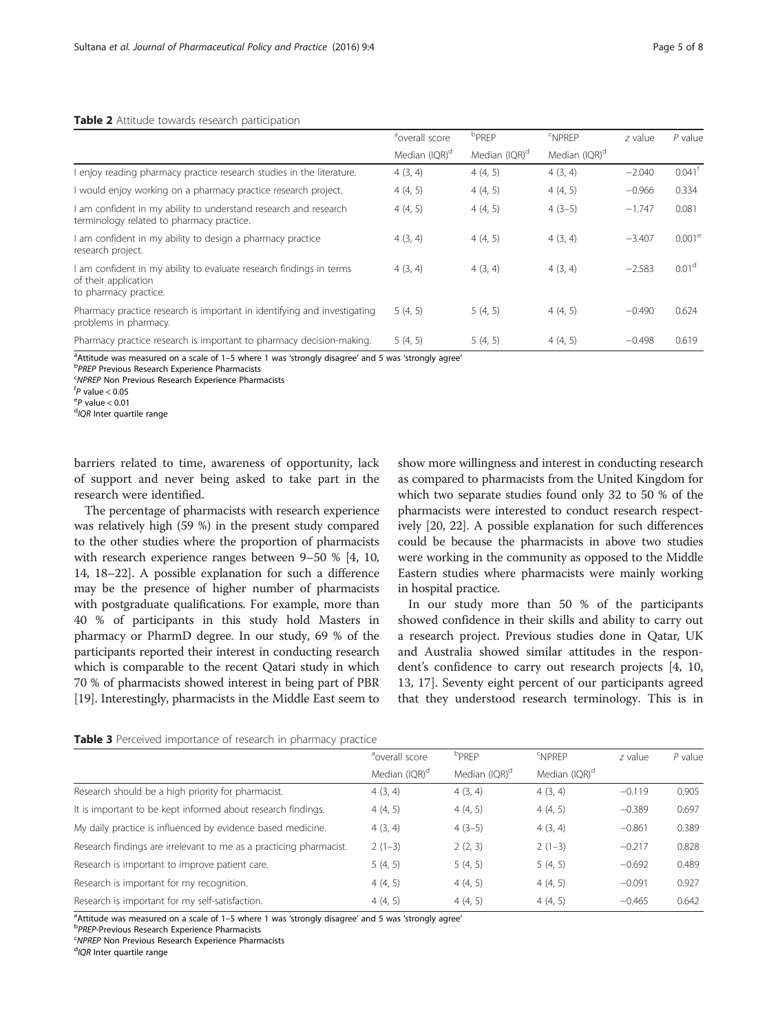**Table 2** Attitude towards research participation

| | [a]overall score | [b]PREP | [c]NPREP | *z* value | *P* value |
|---|---|---|---|---|---|
| | Median (IQR)[d] | Median (IQR)[d] | Median (IQR)[d] | | |
| I enjoy reading pharmacy practice research studies in the literature. | 4 (3, 4) | 4 (4, 5) | 4 (3, 4) | −2.040 | 0.041[f] |
| I would enjoy working on a pharmacy practice research project. | 4 (4, 5) | 4 (4, 5) | 4 (4, 5) | −0.966 | 0.334 |
| I am confident in my ability to understand research and research terminology related to pharmacy practice. | 4 (4, 5) | 4 (4, 5) | 4 (3–5) | −1.747 | 0.081 |
| I am confident in my ability to design a pharmacy practice research project. | 4 (3, 4) | 4 (4, 5) | 4 (3, 4) | −3.407 | 0.001[e] |
| I am confident in my ability to evaluate research findings in terms of their application to pharmacy practice. | 4 (3, 4) | 4 (3, 4) | 4 (3, 4) | −2.583 | 0.01[d] |
| Pharmacy practice research is important in identifying and investigating problems in pharmacy. | 5 (4, 5) | 5 (4, 5) | 4 (4, 5) | −0.490 | 0.624 |
| Pharmacy practice research is important to pharmacy decision-making. | 5 (4, 5) | 5 (4, 5) | 4 (4, 5) | −0.498 | 0.619 |

[a]Attitude was measured on a scale of 1–5 where 1 was 'strongly disagree' and 5 was 'strongly agree'
[b]*PREP* Previous Research Experience Pharmacists
[c]*NPREP* Non Previous Research Experience Pharmacists
[f]*P* value < 0.05
[e]*P* value < 0.01
[d]*IQR* Inter quartile range

barriers related to time, awareness of opportunity, lack of support and never being asked to take part in the research were identified.

The percentage of pharmacists with research experience was relatively high (59 %) in the present study compared to the other studies where the proportion of pharmacists with research experience ranges between 9–50 % [4, 10, 14, 18–22]. A possible explanation for such a difference may be the presence of higher number of pharmacists with postgraduate qualifications. For example, more than 40 % of participants in this study hold Masters in pharmacy or PharmD degree. In our study, 69 % of the participants reported their interest in conducting research which is comparable to the recent Qatari study in which 70 % of pharmacists showed interest in being part of PBR [19]. Interestingly, pharmacists in the Middle East seem to show more willingness and interest in conducting research as compared to pharmacists from the United Kingdom for which two separate studies found only 32 to 50 % of the pharmacists were interested to conduct research respectively [20, 22]. A possible explanation for such differences could be because the pharmacists in above two studies were working in the community as opposed to the Middle Eastern studies where pharmacists were mainly working in hospital practice.

In our study more than 50 % of the participants showed confidence in their skills and ability to carry out a research project. Previous studies done in Qatar, UK and Australia showed similar attitudes in the respondent's confidence to carry out research projects [4, 10, 13, 17]. Seventy eight percent of our participants agreed that they understood research terminology. This is in

**Table 3** Perceived importance of research in pharmacy practice

| | [a]overall score | [b]PREP | [c]NPREP | *z* value | *P* value |
|---|---|---|---|---|---|
| | Median (IQR)[d] | Median (IQR)[d] | Median (IQR)[d] | | |
| Research should be a high priority for pharmacist. | 4 (3, 4) | 4 (3, 4) | 4 (3, 4) | −0.119 | 0.905 |
| It is important to be kept informed about research findings. | 4 (4, 5) | 4 (4, 5) | 4 (4, 5) | −0.389 | 0.697 |
| My daily practice is influenced by evidence based medicine. | 4 (3, 4) | 4 (3–5) | 4 (3, 4) | −0.861 | 0.389 |
| Research findings are irrelevant to me as a practicing pharmacist. | 2 (1–3) | 2 (2, 3) | 2 (1–3) | −0.217 | 0.828 |
| Research is important to improve patient care. | 5 (4, 5) | 5 (4, 5) | 5 (4, 5) | −0.692 | 0.489 |
| Research is important for my recognition. | 4 (4, 5) | 4 (4, 5) | 4 (4, 5) | −0.091 | 0.927 |
| Research is important for my self-satisfaction. | 4 (4, 5) | 4 (4, 5) | 4 (4, 5) | −0.465 | 0.642 |

[a]Attitude was measured on a scale of 1–5 where 1 was 'strongly disagree' and 5 was 'strongly agree'
[b]*PREP*-Previous Research Experience Pharmacists
[c]*NPREP* Non Previous Research Experience Pharmacists
[d]*IQR* Inter quartile range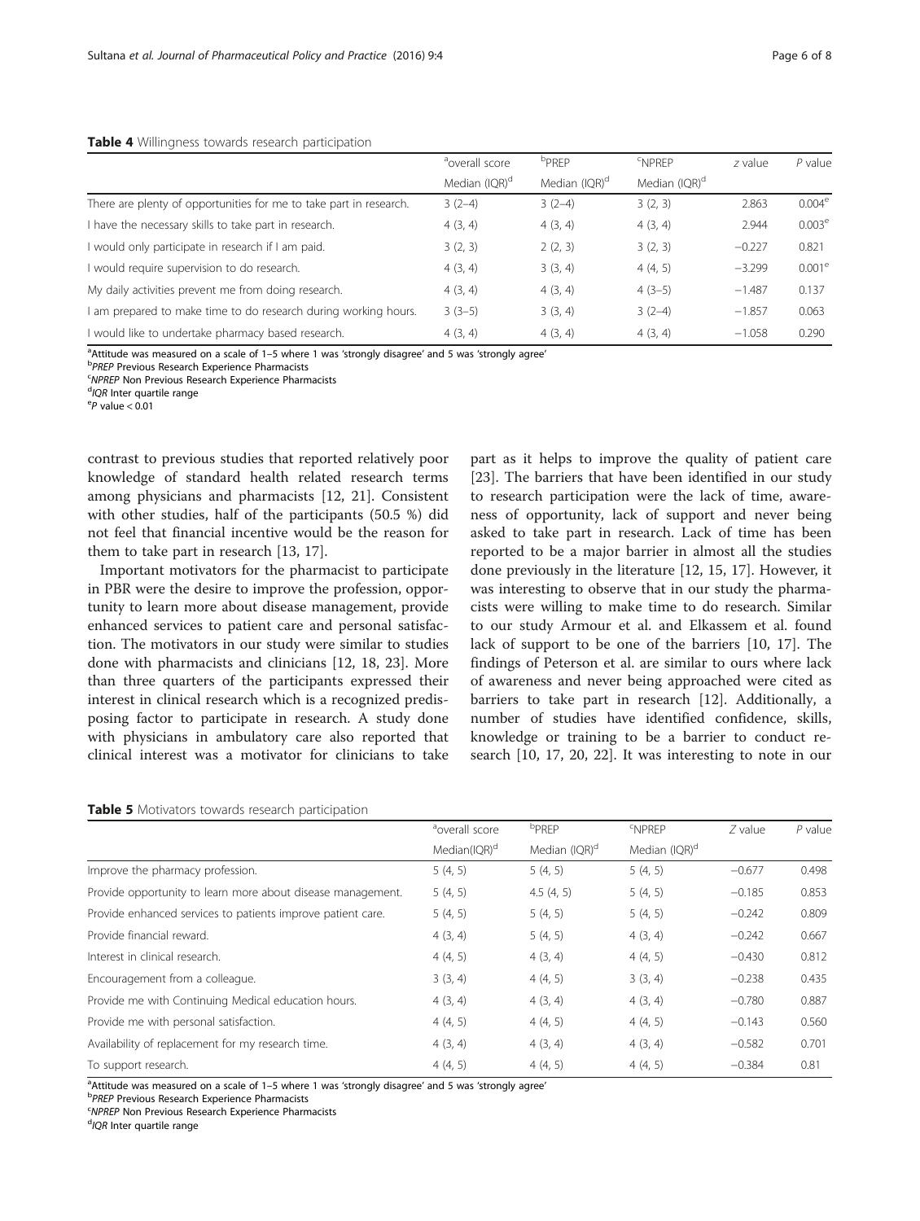**Table 4** Willingness towards research participation

| | [a]overall score Median (IQR)[d] | [b]PREP Median (IQR)[d] | [c]NPREP Median (IQR)[d] | z value | P value |
|---|---|---|---|---|---|
| There are plenty of opportunities for me to take part in research. | 3 (2–4) | 3 (2–4) | 3 (2, 3) | 2.863 | 0.004[e] |
| I have the necessary skills to take part in research. | 4 (3, 4) | 4 (3, 4) | 4 (3, 4) | 2.944 | 0.003[e] |
| I would only participate in research if I am paid. | 3 (2, 3) | 2 (2, 3) | 3 (2, 3) | −0.227 | 0.821 |
| I would require supervision to do research. | 4 (3, 4) | 3 (3, 4) | 4 (4, 5) | −3.299 | 0.001[e] |
| My daily activities prevent me from doing research. | 4 (3, 4) | 4 (3, 4) | 4 (3–5) | −1.487 | 0.137 |
| I am prepared to make time to do research during working hours. | 3 (3–5) | 3 (3, 4) | 3 (2–4) | −1.857 | 0.063 |
| I would like to undertake pharmacy based research. | 4 (3, 4) | 4 (3, 4) | 4 (3, 4) | −1.058 | 0.290 |

[a]Attitude was measured on a scale of 1–5 where 1 was 'strongly disagree' and 5 was 'strongly agree'
[b]*PREP* Previous Research Experience Pharmacists
[c]*NPREP* Non Previous Research Experience Pharmacists
[d]*IQR* Inter quartile range
[e]*P* value < 0.01

contrast to previous studies that reported relatively poor knowledge of standard health related research terms among physicians and pharmacists [12, 21]. Consistent with other studies, half of the participants (50.5 %) did not feel that financial incentive would be the reason for them to take part in research [13, 17].

Important motivators for the pharmacist to participate in PBR were the desire to improve the profession, opportunity to learn more about disease management, provide enhanced services to patient care and personal satisfaction. The motivators in our study were similar to studies done with pharmacists and clinicians [12, 18, 23]. More than three quarters of the participants expressed their interest in clinical research which is a recognized predisposing factor to participate in research. A study done with physicians in ambulatory care also reported that clinical interest was a motivator for clinicians to take part as it helps to improve the quality of patient care [23]. The barriers that have been identified in our study to research participation were the lack of time, awareness of opportunity, lack of support and never being asked to take part in research. Lack of time has been reported to be a major barrier in almost all the studies done previously in the literature [12, 15, 17]. However, it was interesting to observe that in our study the pharmacists were willing to make time to do research. Similar to our study Armour et al. and Elkassem et al. found lack of support to be one of the barriers [10, 17]. The findings of Peterson et al. are similar to ours where lack of awareness and never being approached were cited as barriers to take part in research [12]. Additionally, a number of studies have identified confidence, skills, knowledge or training to be a barrier to conduct research [10, 17, 20, 22]. It was interesting to note in our

**Table 5** Motivators towards research participation

| | [a]overall score Median(IQR)[d] | [b]PREP Median (IQR)[d] | [c]NPREP Median (IQR)[d] | Z value | P value |
|---|---|---|---|---|---|
| Improve the pharmacy profession. | 5 (4, 5) | 5 (4, 5) | 5 (4, 5) | −0.677 | 0.498 |
| Provide opportunity to learn more about disease management. | 5 (4, 5) | 4.5 (4, 5) | 5 (4, 5) | −0.185 | 0.853 |
| Provide enhanced services to patients improve patient care. | 5 (4, 5) | 5 (4, 5) | 5 (4, 5) | −0.242 | 0.809 |
| Provide financial reward. | 4 (3, 4) | 5 (4, 5) | 4 (3, 4) | −0.242 | 0.667 |
| Interest in clinical research. | 4 (4, 5) | 4 (3, 4) | 4 (4, 5) | −0.430 | 0.812 |
| Encouragement from a colleague. | 3 (3, 4) | 4 (4, 5) | 3 (3, 4) | −0.238 | 0.435 |
| Provide me with Continuing Medical education hours. | 4 (3, 4) | 4 (3, 4) | 4 (3, 4) | −0.780 | 0.887 |
| Provide me with personal satisfaction. | 4 (4, 5) | 4 (4, 5) | 4 (4, 5) | −0.143 | 0.560 |
| Availability of replacement for my research time. | 4 (3, 4) | 4 (3, 4) | 4 (3, 4) | −0.582 | 0.701 |
| To support research. | 4 (4, 5) | 4 (4, 5) | 4 (4, 5) | −0.384 | 0.81 |

[a]Attitude was measured on a scale of 1–5 where 1 was 'strongly disagree' and 5 was 'strongly agree'
[b]*PREP* Previous Research Experience Pharmacists
[c]*NPREP* Non Previous Research Experience Pharmacists
[d]*IQR* Inter quartile range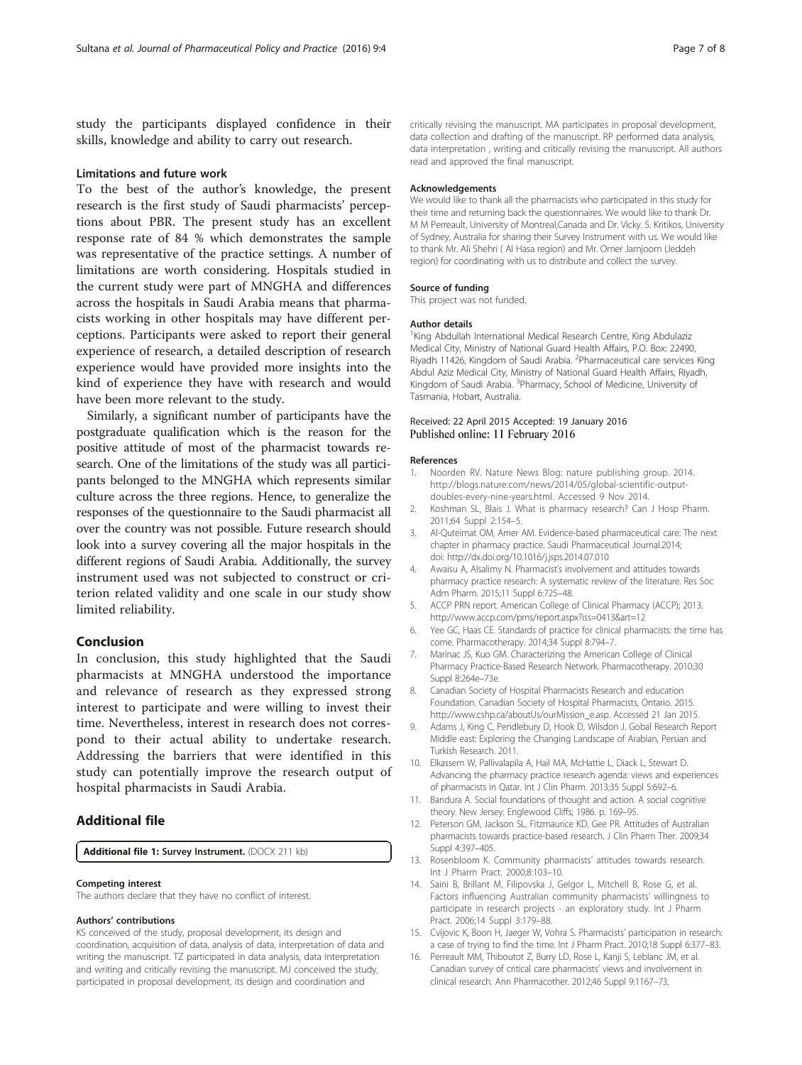study the participants displayed confidence in their skills, knowledge and ability to carry out research.

### Limitations and future work

To the best of the author's knowledge, the present research is the first study of Saudi pharmacists' perceptions about PBR. The present study has an excellent response rate of 84 % which demonstrates the sample was representative of the practice settings. A number of limitations are worth considering. Hospitals studied in the current study were part of MNGHA and differences across the hospitals in Saudi Arabia means that pharmacists working in other hospitals may have different perceptions. Participants were asked to report their general experience of research, a detailed description of research experience would have provided more insights into the kind of experience they have with research and would have been more relevant to the study.

Similarly, a significant number of participants have the postgraduate qualification which is the reason for the positive attitude of most of the pharmacist towards research. One of the limitations of the study was all participants belonged to the MNGHA which represents similar culture across the three regions. Hence, to generalize the responses of the questionnaire to the Saudi pharmacist all over the country was not possible. Future research should look into a survey covering all the major hospitals in the different regions of Saudi Arabia. Additionally, the survey instrument used was not subjected to construct or criterion related validity and one scale in our study show limited reliability.

## Conclusion

In conclusion, this study highlighted that the Saudi pharmacists at MNGHA understood the importance and relevance of research as they expressed strong interest to participate and were willing to invest their time. Nevertheless, interest in research does not correspond to their actual ability to undertake research. Addressing the barriers that were identified in this study can potentially improve the research output of hospital pharmacists in Saudi Arabia.

## Additional file

**Additional file 1: Survey Instrument.** (DOCX 211 kb)

#### Competing interest

The authors declare that they have no conflict of interest.

#### Authors' contributions

KS conceived of the study, proposal development, its design and coordination, acquisition of data, analysis of data, interpretation of data and writing the manuscript. TZ participated in data analysis, data interpretation and writing and critically revising the manuscript. MJ conceived the study, participated in proposal development, its design and coordination and critically revising the manuscript. MA participates in proposal development, data collection and drafting of the manuscript. RP performed data analysis, data interpretation , writing and critically revising the manuscript. All authors read and approved the final manuscript.

#### Acknowledgements

We would like to thank all the pharmacists who participated in this study for their time and returning back the questionnaires. We would like to thank Dr. M M Perreault, University of Montreal,Canada and Dr. Vicky. S. Kritikos, University of Sydney, Australia for sharing their Survey Instrument with us. We would like to thank Mr. Ali Shehri ( Al Hasa region) and Mr. Omer Jamjoom (Jeddeh region) for coordinating with us to distribute and collect the survey.

#### Source of funding

This project was not funded.

#### Author details

[1]King Abdullah International Medical Research Centre, King Abdulaziz Medical City, Ministry of National Guard Health Affairs, P.O. Box: 22490, Riyadh 11426, Kingdom of Saudi Arabia. [2]Pharmaceutical care services King Abdul Aziz Medical City, Ministry of National Guard Health Affairs, Riyadh, Kingdom of Saudi Arabia. [3]Pharmacy, School of Medicine, University of Tasmania, Hobart, Australia.

Received: 22 April 2015 Accepted: 19 January 2016
Published online: 11 February 2016

#### References

1. Noorden RV. Nature News Blog: nature publishing group. 2014. http://blogs.nature.com/news/2014/05/global-scientific-output-doubles-every-nine-years.html. Accessed 9 Nov 2014.
2. Koshman SL, Blais J. What is pharmacy research? Can J Hosp Pharm. 2011;64 Suppl 2:154–5.
3. Al-Quteimat OM, Amer AM. Evidence-based pharmaceutical care: The next chapter in pharmacy practice. Saudi Pharmaceutical Journal.2014; doi: http://dx.doi.org/10.1016/j.jsps.2014.07.010
4. Awaisu A, Alsalimy N. Pharmacist's involvement and attitudes towards pharmacy practice research: A systematic review of the literature. Res Soc Adm Pharm. 2015;11 Suppl 6:725–48.
5. ACCP PRN report. American College of Clinical Pharmacy (ACCP); 2013. http://www.accp.com/prns/report.aspx?iss=0413&art=12
6. Yee GC, Haas CE. Standards of practice for clinical pharmacists: the time has come. Pharmacotherapy. 2014;34 Suppl 8:794–7.
7. Marinac JS, Kuo GM. Characterizing the American College of Clinical Pharmacy Practice-Based Research Network. Pharmacotherapy. 2010;30 Suppl 8:264e–73e.
8. Canadian Society of Hospital Pharmacists Research and education Foundation. Canadian Society of Hospital Pharmacists, Ontario. 2015. http://www.cshp.ca/aboutUs/ourMission_e.asp. Accessed 21 Jan 2015.
9. Adams J, King C, Pendlebury D, Hook D, Wilsdon J. Gobal Research Report Middle east: Exploring the Changing Landscape of Arabian, Persian and Turkish Research. 2011.
10. Elkassem W, Pallivalapila A, Hail MA, McHattie L, Diack L, Stewart D. Advancing the pharmacy practice research agenda: views and experiences of pharmacists in Qatar. Int J Clin Pharm. 2013;35 Suppl 5:692–6.
11. Bandura A. Social foundations of thought and action. A social cognitive theory. New Jersey: Englewood Cliffs; 1986. p. 169–95.
12. Peterson GM, Jackson SL, Fitzmaurice KD, Gee PR. Attitudes of Australian pharmacists towards practice-based research. J Clin Pharm Ther. 2009;34 Suppl 4:397–405.
13. Rosenbloom K. Community pharmacists' attitudes towards research. Int J Pharm Pract. 2000;8:103–10.
14. Saini B, Brillant M, Filipovska J, Gelgor L, Mitchell B, Rose G, et al. Factors influencing Australian community pharmacists' willingness to participate in research projects - an exploratory study. Int J Pharm Pract. 2006;14 Suppl 3:179–88.
15. Cvijovic K, Boon H, Jaeger W, Vohra S. Pharmacists' participation in research: a case of trying to find the time. Int J Pharm Pract. 2010;18 Suppl 6:377–83.
16. Perreault MM, Thiboutot Z, Burry LD, Rose L, Kanji S, Leblanc JM, et al. Canadian survey of critical care pharmacists' views and involvement in clinical research. Ann Pharmacother. 2012;46 Suppl 9:1167–73.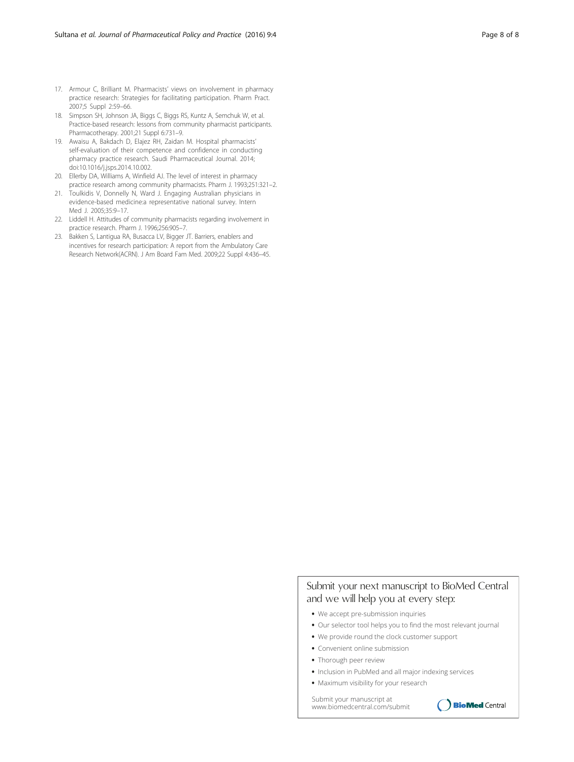17. Armour C, Brilliant M. Pharmacists' views on involvement in pharmacy practice research: Strategies for facilitating participation. Pharm Pract. 2007;5 Suppl 2:59–66.
18. Simpson SH, Johnson JA, Biggs C, Biggs RS, Kuntz A, Semchuk W, et al. Practice-based research: lessons from community pharmacist participants. Pharmacotherapy. 2001;21 Suppl 6:731–9.
19. Awaisu A, Bakdach D, Elajez RH, Zaidan M. Hospital pharmacists' self-evaluation of their competence and confidence in conducting pharmacy practice research. Saudi Pharmaceutical Journal. 2014; doi:10.1016/j.jsps.2014.10.002.
20. Ellerby DA, Williams A, Winfield AJ. The level of interest in pharmacy practice research among community pharmacists. Pharm J. 1993;251:321–2.
21. Toulkidis V, Donnelly N, Ward J. Engaging Australian physicians in evidence-based medicine:a representative national survey. Intern Med J. 2005;35:9–17.
22. Liddell H. Attitudes of community pharmacists regarding involvement in practice research. Pharm J. 1996;256:905–7.
23. Bakken S, Lantigua RA, Busacca LV, Bigger JT. Barriers, enablers and incentives for research participation: A report from the Ambulatory Care Research Network(ACRN). J Am Board Fam Med. 2009;22 Suppl 4:436–45.

Submit your next manuscript to BioMed Central and we will help you at every step:

- We accept pre-submission inquiries
- Our selector tool helps you to find the most relevant journal
- We provide round the clock customer support
- Convenient online submission
- Thorough peer review
- Inclusion in PubMed and all major indexing services
- Maximum visibility for your research

Submit your manuscript at
www.biomedcentral.com/submit

BioMed Central